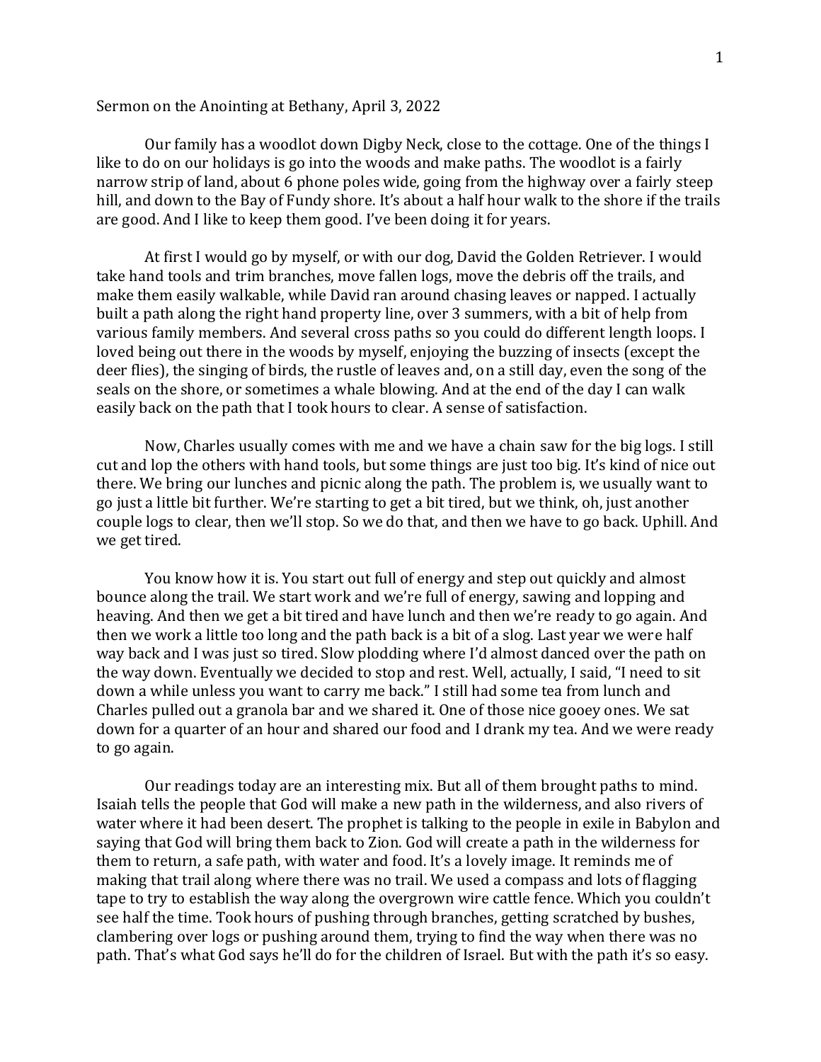Sermon on the Anointing at Bethany, April 3, 2022

Our family has a woodlot down Digby Neck, close to the cottage. One of the things I like to do on our holidays is go into the woods and make paths. The woodlot is a fairly narrow strip of land, about 6 phone poles wide, going from the highway over a fairly steep hill, and down to the Bay of Fundy shore. It's about a half hour walk to the shore if the trails are good. And I like to keep them good. I've been doing it for years.

At first I would go by myself, or with our dog, David the Golden Retriever. I would take hand tools and trim branches, move fallen logs, move the debris off the trails, and make them easily walkable, while David ran around chasing leaves or napped. I actually built a path along the right hand property line, over 3 summers, with a bit of help from various family members. And several cross paths so you could do different length loops. I loved being out there in the woods by myself, enjoying the buzzing of insects (except the deer flies), the singing of birds, the rustle of leaves and, on a still day, even the song of the seals on the shore, or sometimes a whale blowing. And at the end of the day I can walk easily back on the path that I took hours to clear. A sense of satisfaction.

Now, Charles usually comes with me and we have a chain saw for the big logs. I still cut and lop the others with hand tools, but some things are just too big. It's kind of nice out there. We bring our lunches and picnic along the path. The problem is, we usually want to go just a little bit further. We're starting to get a bit tired, but we think, oh, just another couple logs to clear, then we'll stop. So we do that, and then we have to go back. Uphill. And we get tired.

You know how it is. You start out full of energy and step out quickly and almost bounce along the trail. We start work and we're full of energy, sawing and lopping and heaving. And then we get a bit tired and have lunch and then we're ready to go again. And then we work a little too long and the path back is a bit of a slog. Last year we were half way back and I was just so tired. Slow plodding where I'd almost danced over the path on the way down. Eventually we decided to stop and rest. Well, actually, I said, "I need to sit down a while unless you want to carry me back." I still had some tea from lunch and Charles pulled out a granola bar and we shared it. One of those nice gooey ones. We sat down for a quarter of an hour and shared our food and I drank my tea. And we were ready to go again.

Our readings today are an interesting mix. But all of them brought paths to mind. Isaiah tells the people that God will make a new path in the wilderness, and also rivers of water where it had been desert. The prophet is talking to the people in exile in Babylon and saying that God will bring them back to Zion. God will create a path in the wilderness for them to return, a safe path, with water and food. It's a lovely image. It reminds me of making that trail along where there was no trail. We used a compass and lots of flagging tape to try to establish the way along the overgrown wire cattle fence. Which you couldn't see half the time. Took hours of pushing through branches, getting scratched by bushes, clambering over logs or pushing around them, trying to find the way when there was no path. That's what God says he'll do for the children of Israel. But with the path it's so easy.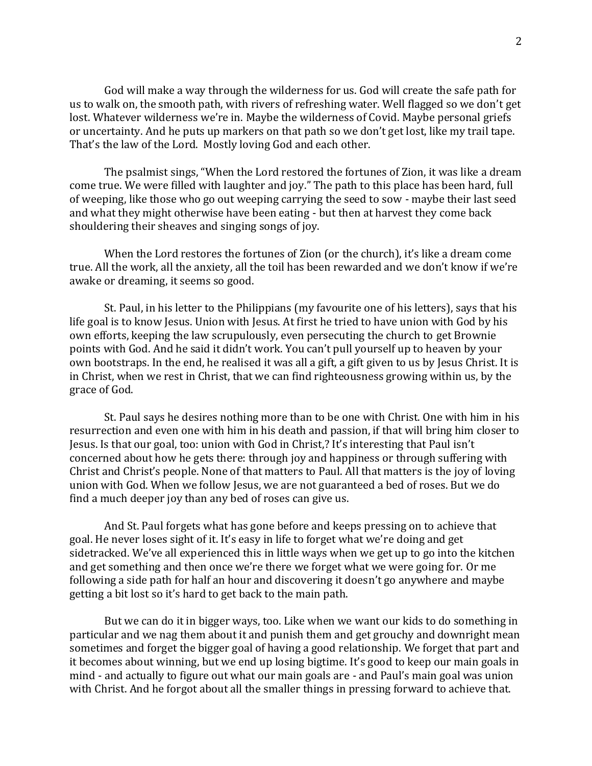God will make a way through the wilderness for us. God will create the safe path for us to walk on, the smooth path, with rivers of refreshing water. Well flagged so we don't get lost. Whatever wilderness we're in. Maybe the wilderness of Covid. Maybe personal griefs or uncertainty. And he puts up markers on that path so we don't get lost, like my trail tape. That's the law of the Lord. Mostly loving God and each other.

The psalmist sings, "When the Lord restored the fortunes of Zion, it was like a dream come true. We were filled with laughter and joy." The path to this place has been hard, full of weeping, like those who go out weeping carrying the seed to sow - maybe their last seed and what they might otherwise have been eating - but then at harvest they come back shouldering their sheaves and singing songs of joy.

When the Lord restores the fortunes of Zion (or the church), it's like a dream come true. All the work, all the anxiety, all the toil has been rewarded and we don't know if we're awake or dreaming, it seems so good.

St. Paul, in his letter to the Philippians (my favourite one of his letters), says that his life goal is to know Jesus. Union with Jesus. At first he tried to have union with God by his own efforts, keeping the law scrupulously, even persecuting the church to get Brownie points with God. And he said it didn't work. You can't pull yourself up to heaven by your own bootstraps. In the end, he realised it was all a gift, a gift given to us by Jesus Christ. It is in Christ, when we rest in Christ, that we can find righteousness growing within us, by the grace of God.

St. Paul says he desires nothing more than to be one with Christ. One with him in his resurrection and even one with him in his death and passion, if that will bring him closer to Jesus. Is that our goal, too: union with God in Christ,? It's interesting that Paul isn't concerned about how he gets there: through joy and happiness or through suffering with Christ and Christ's people. None of that matters to Paul. All that matters is the joy of loving union with God. When we follow Jesus, we are not guaranteed a bed of roses. But we do find a much deeper joy than any bed of roses can give us.

And St. Paul forgets what has gone before and keeps pressing on to achieve that goal. He never loses sight of it. It's easy in life to forget what we're doing and get sidetracked. We've all experienced this in little ways when we get up to go into the kitchen and get something and then once we're there we forget what we were going for. Or me following a side path for half an hour and discovering it doesn't go anywhere and maybe getting a bit lost so it's hard to get back to the main path.

But we can do it in bigger ways, too. Like when we want our kids to do something in particular and we nag them about it and punish them and get grouchy and downright mean sometimes and forget the bigger goal of having a good relationship. We forget that part and it becomes about winning, but we end up losing bigtime. It's good to keep our main goals in mind - and actually to figure out what our main goals are - and Paul's main goal was union with Christ. And he forgot about all the smaller things in pressing forward to achieve that.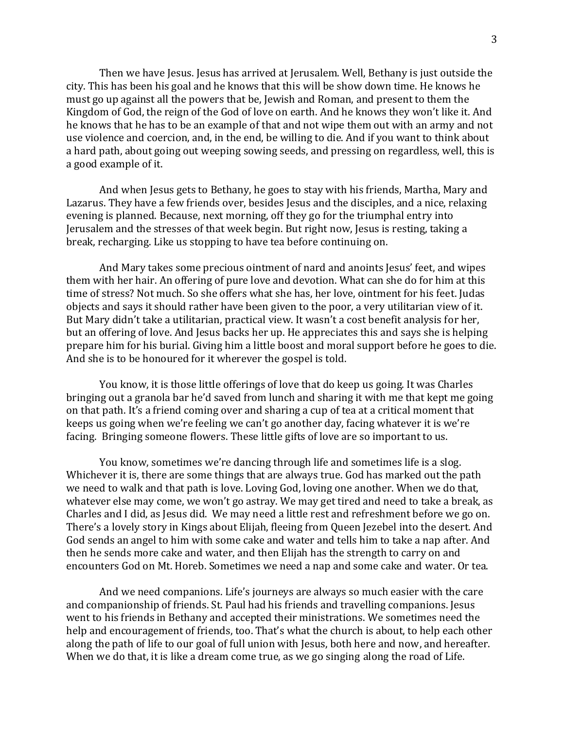Then we have Jesus. Jesus has arrived at Jerusalem. Well, Bethany is just outside the city. This has been his goal and he knows that this will be show down time. He knows he must go up against all the powers that be, Jewish and Roman, and present to them the Kingdom of God, the reign of the God of love on earth. And he knows they won't like it. And he knows that he has to be an example of that and not wipe them out with an army and not use violence and coercion, and, in the end, be willing to die. And if you want to think about a hard path, about going out weeping sowing seeds, and pressing on regardless, well, this is a good example of it.

And when Jesus gets to Bethany, he goes to stay with his friends, Martha, Mary and Lazarus. They have a few friends over, besides Jesus and the disciples, and a nice, relaxing evening is planned. Because, next morning, off they go for the triumphal entry into Jerusalem and the stresses of that week begin. But right now, Jesus is resting, taking a break, recharging. Like us stopping to have tea before continuing on.

And Mary takes some precious ointment of nard and anoints Jesus' feet, and wipes them with her hair. An offering of pure love and devotion. What can she do for him at this time of stress? Not much. So she offers what she has, her love, ointment for his feet. Judas objects and says it should rather have been given to the poor, a very utilitarian view of it. But Mary didn't take a utilitarian, practical view. It wasn't a cost benefit analysis for her, but an offering of love. And Jesus backs her up. He appreciates this and says she is helping prepare him for his burial. Giving him a little boost and moral support before he goes to die. And she is to be honoured for it wherever the gospel is told.

You know, it is those little offerings of love that do keep us going. It was Charles bringing out a granola bar he'd saved from lunch and sharing it with me that kept me going on that path. It's a friend coming over and sharing a cup of tea at a critical moment that keeps us going when we're feeling we can't go another day, facing whatever it is we're facing. Bringing someone flowers. These little gifts of love are so important to us.

You know, sometimes we're dancing through life and sometimes life is a slog. Whichever it is, there are some things that are always true. God has marked out the path we need to walk and that path is love. Loving God, loving one another. When we do that, whatever else may come, we won't go astray. We may get tired and need to take a break, as Charles and I did, as Jesus did. We may need a little rest and refreshment before we go on. There's a lovely story in Kings about Elijah, fleeing from Queen Jezebel into the desert. And God sends an angel to him with some cake and water and tells him to take a nap after. And then he sends more cake and water, and then Elijah has the strength to carry on and encounters God on Mt. Horeb. Sometimes we need a nap and some cake and water. Or tea.

And we need companions. Life's journeys are always so much easier with the care and companionship of friends. St. Paul had his friends and travelling companions. Jesus went to his friends in Bethany and accepted their ministrations. We sometimes need the help and encouragement of friends, too. That's what the church is about, to help each other along the path of life to our goal of full union with Jesus, both here and now, and hereafter. When we do that, it is like a dream come true, as we go singing along the road of Life.